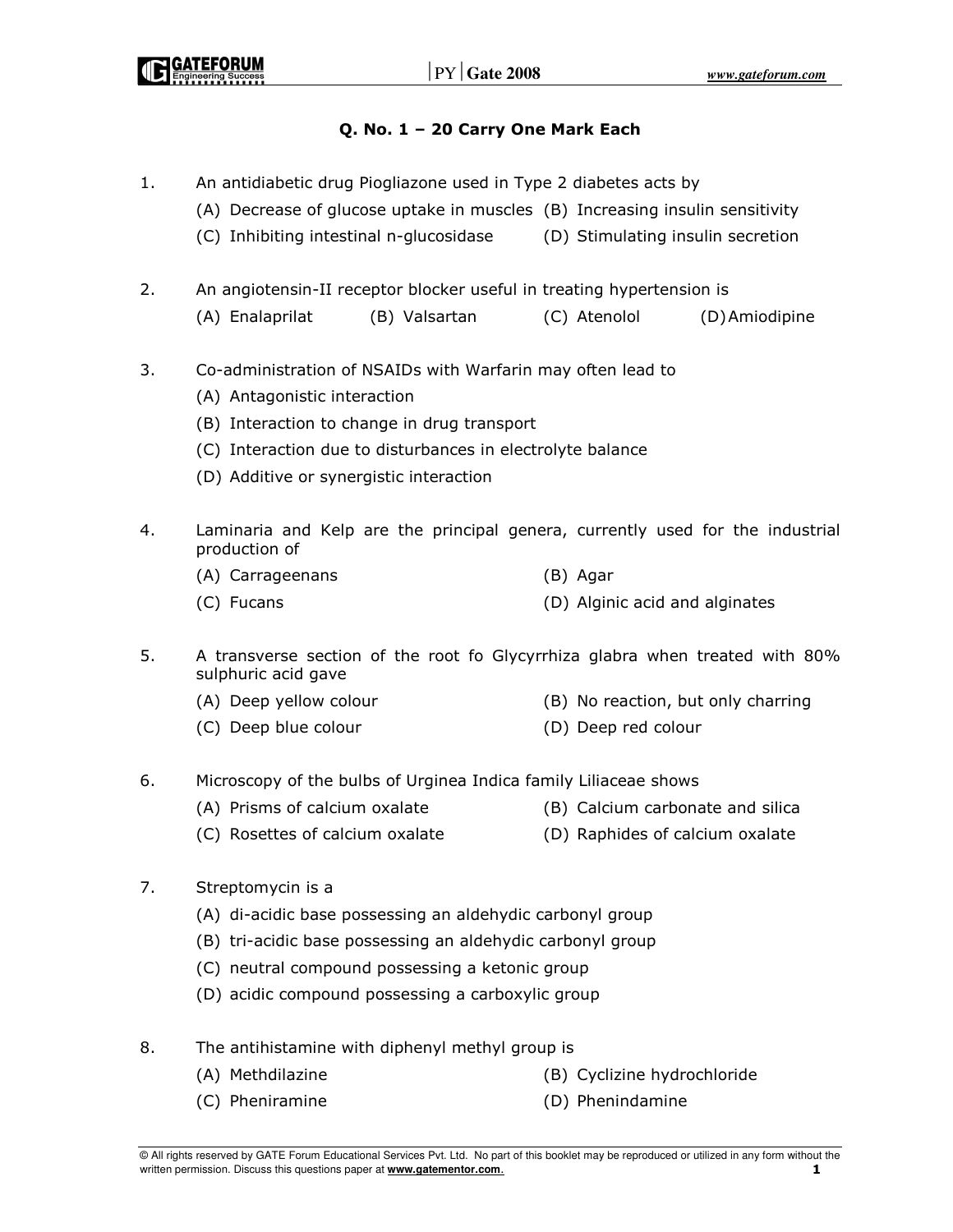### Q. No. 1 – 20 Carry One Mark Each

1. An antidiabetic drug Piogliazone used in Type 2 diabetes acts by
   - (A) Decrease of glucose uptake in muscles
   - (B) Increasing insulin sensitivity
   - (C) Inhibiting intestinal n-glucosidase
   - (D) Stimulating insulin secretion

2. An angiotensin-II receptor blocker useful in treating hypertension is
   - (A) Enalaprilat
   - (B) Valsartan
   - (C) Atenolol
   - (D) Amiodipine

3. Co-administration of NSAIDs with Warfarin may often lead to
   - (A) Antagonistic interaction
   - (B) Interaction to change in drug transport
   - (C) Interaction due to disturbances in electrolyte balance
   - (D) Additive or synergistic interaction

4. Laminaria and Kelp are the principal genera, currently used for the industrial production of
   - (A) Carrageenans
   - (B) Agar
   - (C) Fucans
   - (D) Alginic acid and alginates

5. A transverse section of the root fo Glycyrrhiza glabra when treated with 80% sulphuric acid gave
   - (A) Deep yellow colour
   - (B) No reaction, but only charring
   - (C) Deep blue colour
   - (D) Deep red colour

6. Microscopy of the bulbs of Urginea Indica family Liliaceae shows
   - (A) Prisms of calcium oxalate
   - (B) Calcium carbonate and silica
   - (C) Rosettes of calcium oxalate
   - (D) Raphides of calcium oxalate

7. Streptomycin is a
   - (A) di-acidic base possessing an aldehydic carbonyl group
   - (B) tri-acidic base possessing an aldehydic carbonyl group
   - (C) neutral compound possessing a ketonic group
   - (D) acidic compound possessing a carboxylic group

8. The antihistamine with diphenyl methyl group is
   - (A) Methdilazine
   - (B) Cyclizine hydrochloride
   - (C) Pheniramine
   - (D) Phenindamine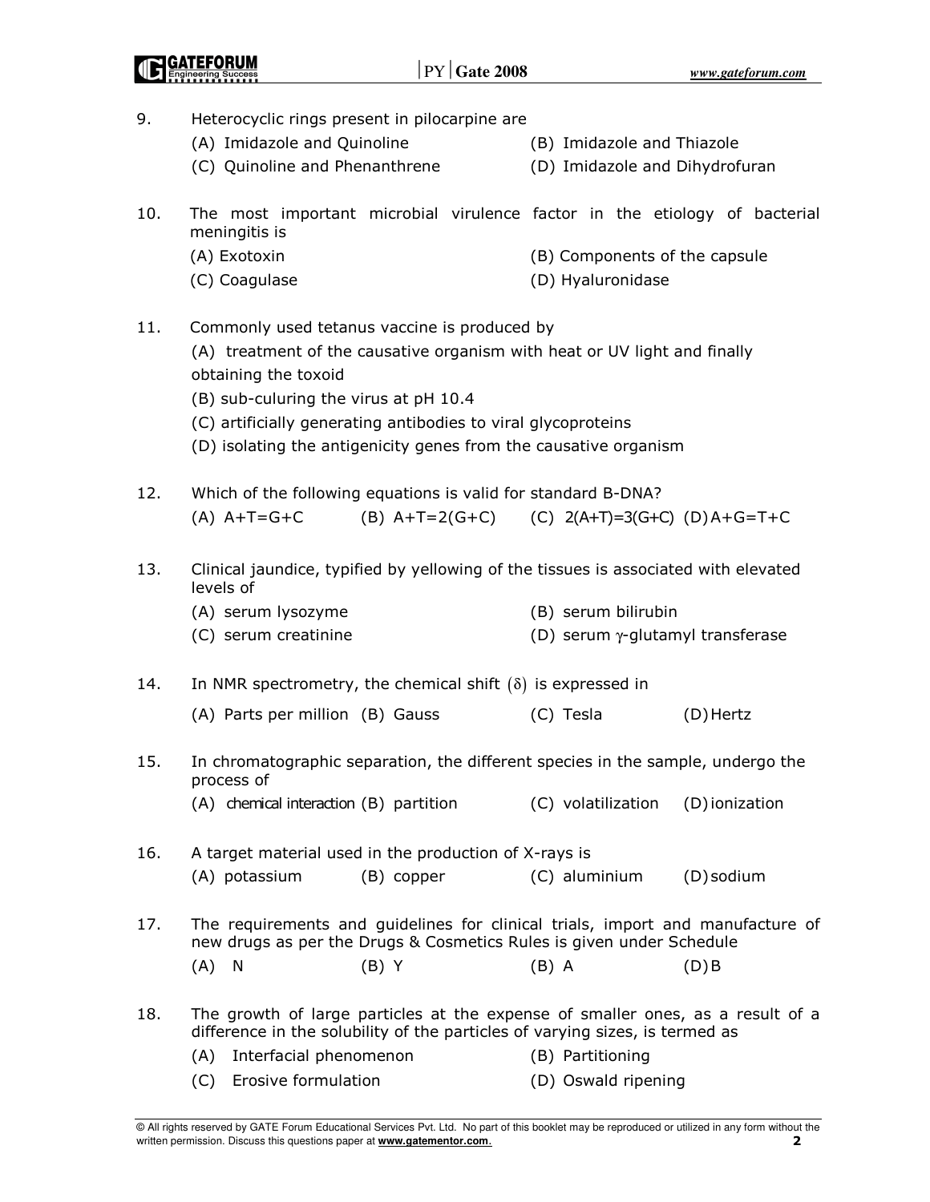9. Heterocyclic rings present in pilocarpine are

   (A) Imidazole and Quinoline  (B) Imidazole and Thiazole
   (C) Quinoline and Phenanthrene  (D) Imidazole and Dihydrofuran

10. The most important microbial virulence factor in the etiology of bacterial meningitis is

    (A) Exotoxin  (B) Components of the capsule
    (C) Coagulase  (D) Hyaluronidase

11. Commonly used tetanus vaccine is produced by

    (A) treatment of the causative organism with heat or UV light and finally obtaining the toxoid
    (B) sub-culuring the virus at pH 10.4
    (C) artificially generating antibodies to viral glycoproteins
    (D) isolating the antigenicity genes from the causative organism

12. Which of the following equations is valid for standard B-DNA?

    (A) A+T=G+C  (B) A+T=2(G+C)  (C) 2(A+T)=3(G+C)  (D) A+G=T+C

13. Clinical jaundice, typified by yellowing of the tissues is associated with elevated levels of

    (A) serum lysozyme  (B) serum bilirubin
    (C) serum creatinine  (D) serum $\gamma$-glutamyl transferase

14. In NMR spectrometry, the chemical shift $(\delta)$ is expressed in

    (A) Parts per million  (B) Gauss  (C) Tesla  (D) Hertz

15. In chromatographic separation, the different species in the sample, undergo the process of

    (A) chemical interaction  (B) partition  (C) volatilization  (D) ionization

16. A target material used in the production of X-rays is

    (A) potassium  (B) copper  (C) aluminium  (D) sodium

17. The requirements and guidelines for clinical trials, import and manufacture of new drugs as per the Drugs & Cosmetics Rules is given under Schedule

    (A) N  (B) Y  (B) A  (D) B

18. The growth of large particles at the expense of smaller ones, as a result of a difference in the solubility of the particles of varying sizes, is termed as

    (A) Interfacial phenomenon  (B) Partitioning
    (C) Erosive formulation  (D) Oswald ripening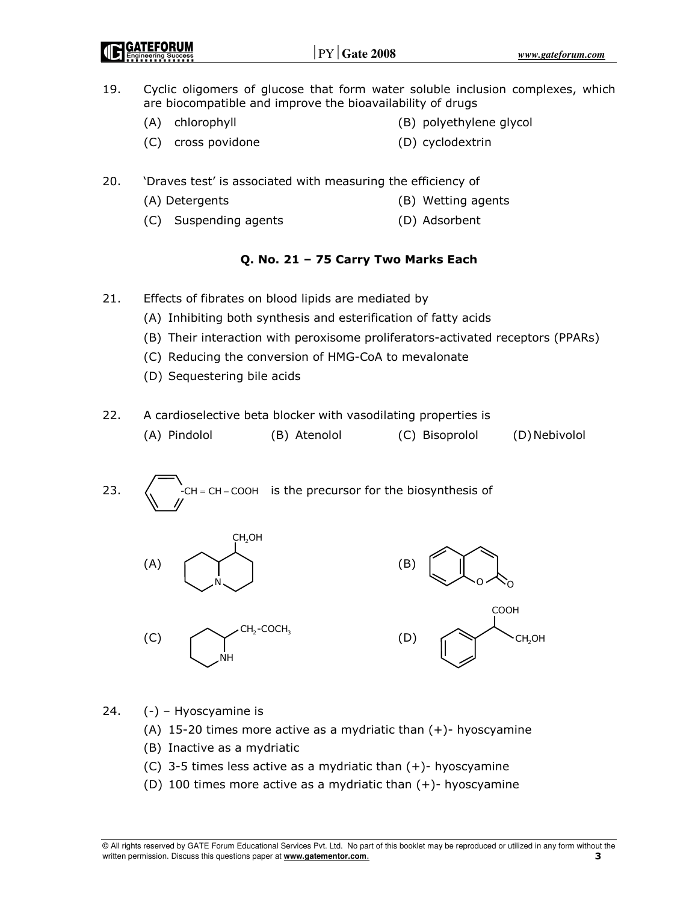19. Cyclic oligomers of glucose that form water soluble inclusion complexes, which are biocompatible and improve the bioavailability of drugs

    (A) chlorophyll

    (B) polyethylene glycol

    (C) cross povidone

    (D) cyclodextrin

20. 'Draves test' is associated with measuring the efficiency of

    (A) Detergents

    (B) Wetting agents

    (C) Suspending agents

    (D) Adsorbent

### Q. No. 21 – 75 Carry Two Marks Each

21. Effects of fibrates on blood lipids are mediated by

    (A) Inhibiting both synthesis and esterification of fatty acids

    (B) Their interaction with peroxisome proliferators-activated receptors (PPARs)

    (C) Reducing the conversion of HMG-CoA to mevalonate

    (D) Sequestering bile acids

22. A cardioselective beta blocker with vasodilating properties is

    (A) Pindolol (B) Atenolol (C) Bisoprolol (D) Nebivolol

23. $C_6H_5-CH=CH-COOH$ is the precursor for the biosynthesis of

    (A) Quinolizidine (octahydro-2H-quinolizine) with a $CH_2OH$ substituent at C-1

    (B) Coumarin (2H-chromen-2-one)

    (C) Piperidine with a $CH_2-COCH_3$ substituent at C-2

    (D) $C_6H_5-CH(COOH)-CH_2OH$

24. (-) – Hyoscyamine is

    (A) 15-20 times more active as a mydriatic than (+)- hyoscyamine

    (B) Inactive as a mydriatic

    (C) 3-5 times less active as a mydriatic than (+)- hyoscyamine

    (D) 100 times more active as a mydriatic than (+)- hyoscyamine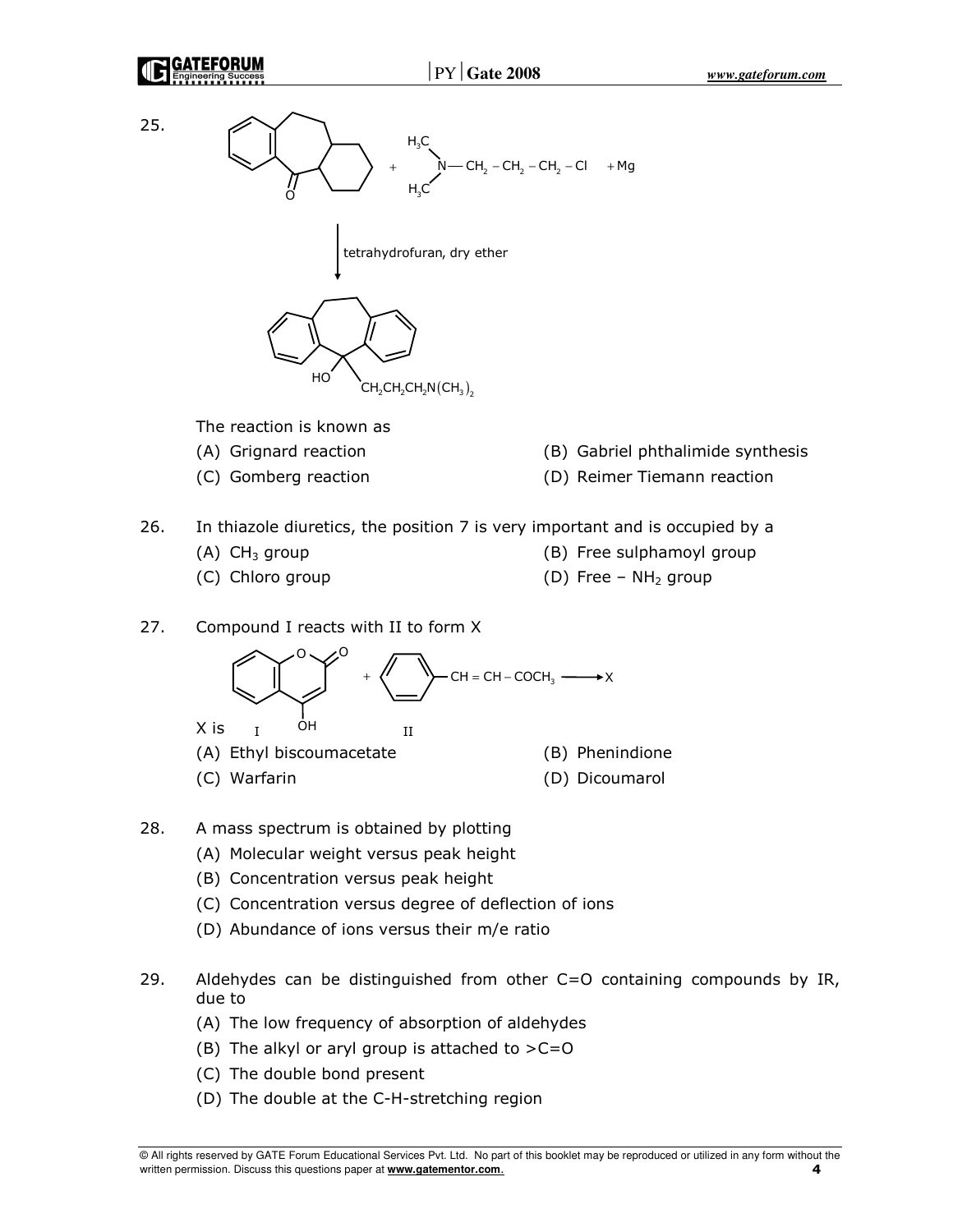25. $H_3C$ / $N-CH_2-CH_2-CH_2-Cl$ / $H_3C$ + Mg

tetrahydrofuran, dry ether

HO $CH_2CH_2CH_2N(CH_3)_2$

The reaction is known as

(A) Grignard reaction
(B) Gabriel phthalimide synthesis
(C) Gomberg reaction
(D) Reimer Tiemann reaction

26. In thiazole diuretics, the position 7 is very important and is occupied by a

(A) $CH_3$ group
(B) Free sulphamoyl group
(C) Chloro group
(D) Free – $NH_2$ group

27. Compound I reacts with II to form X

I (OH) + II ($CH=CH-COCH_3$) → X

X is

(A) Ethyl biscoumacetate
(B) Phenindione
(C) Warfarin
(D) Dicoumarol

28. A mass spectrum is obtained by plotting

(A) Molecular weight versus peak height
(B) Concentration versus peak height
(C) Concentration versus degree of deflection of ions
(D) Abundance of ions versus their m/e ratio

29. Aldehydes can be distinguished from other C=O containing compounds by IR, due to

(A) The low frequency of absorption of aldehydes
(B) The alkyl or aryl group is attached to >C=O
(C) The double bond present
(D) The double at the C-H-stretching region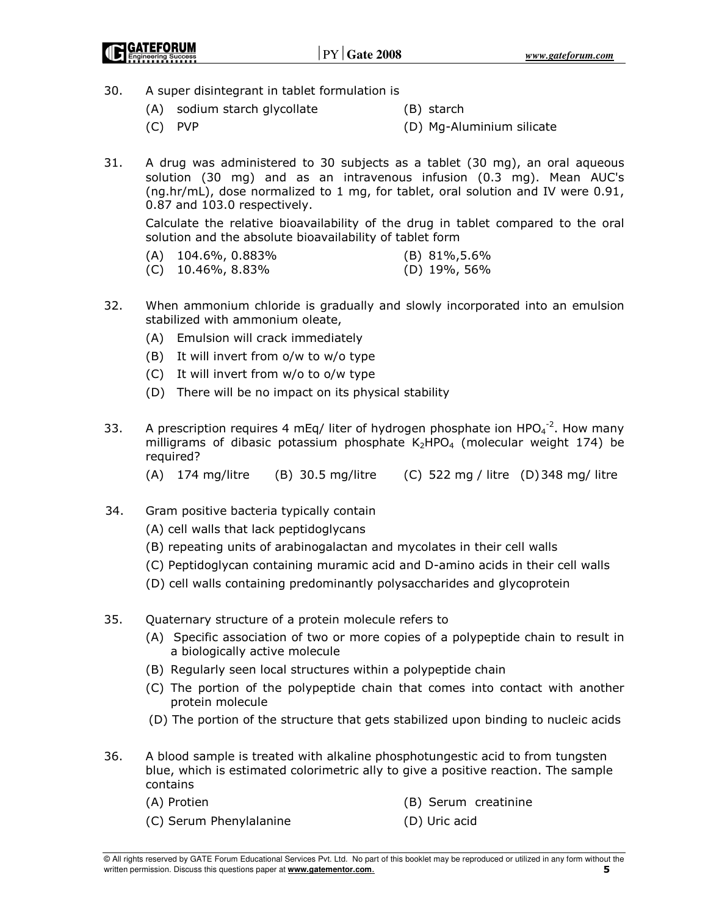30. A super disintegrant in tablet formulation is

    (A) sodium starch glycollate  (B) starch
    (C) PVP  (D) Mg-Aluminium silicate

31. A drug was administered to 30 subjects as a tablet (30 mg), an oral aqueous solution (30 mg) and as an intravenous infusion (0.3 mg). Mean AUC's (ng.hr/mL), dose normalized to 1 mg, for tablet, oral solution and IV were 0.91, 0.87 and 103.0 respectively.

    Calculate the relative bioavailability of the drug in tablet compared to the oral solution and the absolute bioavailability of tablet form

    (A) 104.6%, 0.883%  (B) 81%,5.6%
    (C) 10.46%, 8.83%  (D) 19%, 56%

32. When ammonium chloride is gradually and slowly incorporated into an emulsion stabilized with ammonium oleate,

    (A) Emulsion will crack immediately
    (B) It will invert from o/w to w/o type
    (C) It will invert from w/o to o/w type
    (D) There will be no impact on its physical stability

33. A prescription requires 4 mEq/ liter of hydrogen phosphate ion $HPO_4^{-2}$. How many milligrams of dibasic potassium phosphate $K_2HPO_4$ (molecular weight 174) be required?

    (A) 174 mg/litre  (B) 30.5 mg/litre  (C) 522 mg / litre  (D) 348 mg/ litre

34. Gram positive bacteria typically contain

    (A) cell walls that lack peptidoglycans
    (B) repeating units of arabinogalactan and mycolates in their cell walls
    (C) Peptidoglycan containing muramic acid and D-amino acids in their cell walls
    (D) cell walls containing predominantly polysaccharides and glycoprotein

35. Quaternary structure of a protein molecule refers to

    (A) Specific association of two or more copies of a polypeptide chain to result in a biologically active molecule
    (B) Regularly seen local structures within a polypeptide chain
    (C) The portion of the polypeptide chain that comes into contact with another protein molecule
    (D) The portion of the structure that gets stabilized upon binding to nucleic acids

36. A blood sample is treated with alkaline phosphotungestic acid to from tungsten blue, which is estimated colorimetric ally to give a positive reaction. The sample contains

    (A) Protien  (B) Serum creatinine
    (C) Serum Phenylalanine  (D) Uric acid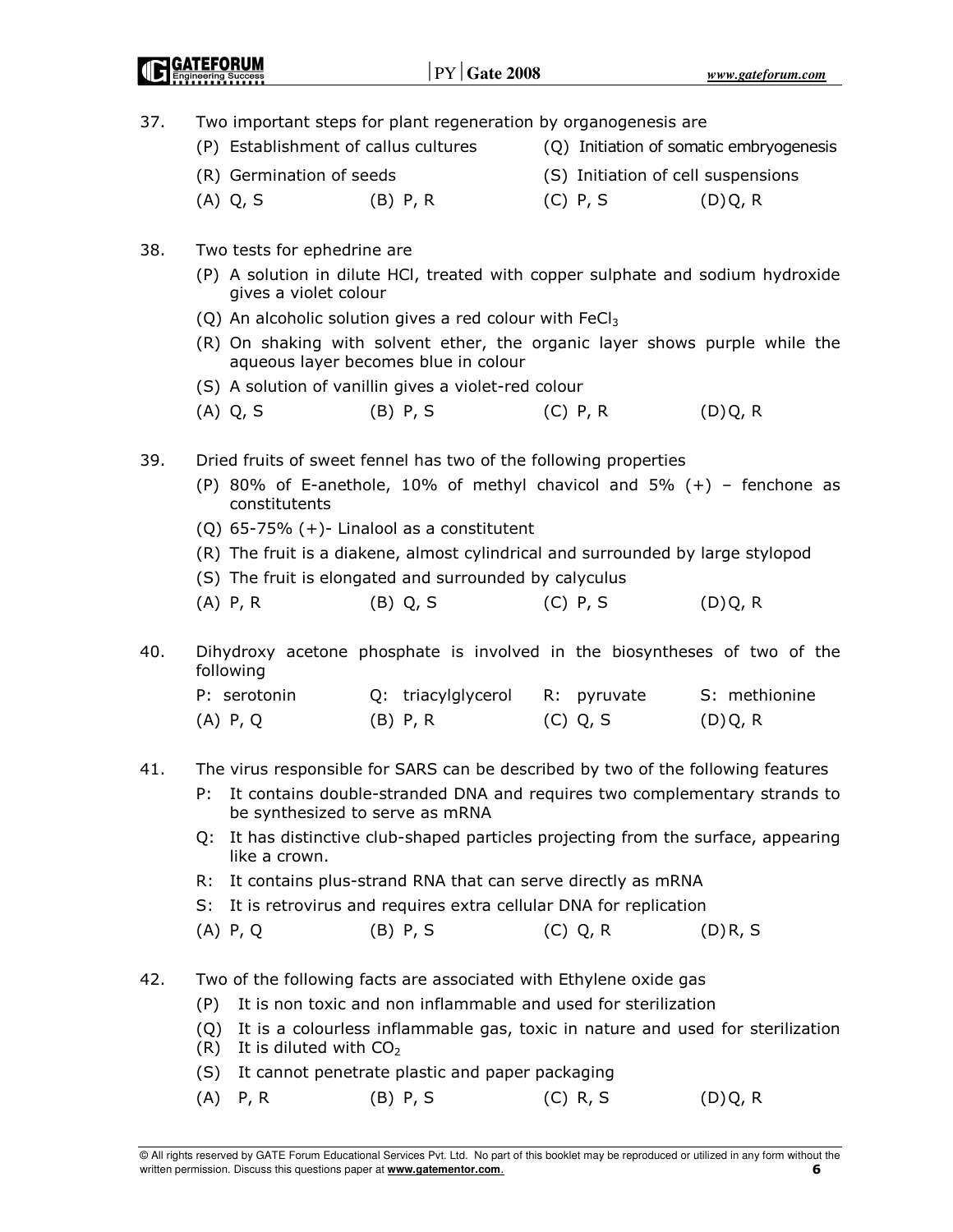37. Two important steps for plant regeneration by organogenesis are

    (P) Establishment of callus cultures
    (Q) Initiation of somatic embryogenesis
    (R) Germination of seeds
    (S) Initiation of cell suspensions

    (A) Q, S (B) P, R (C) P, S (D) Q, R

38. Two tests for ephedrine are

    (P) A solution in dilute HCl, treated with copper sulphate and sodium hydroxide gives a violet colour
    (Q) An alcoholic solution gives a red colour with $FeCl_3$
    (R) On shaking with solvent ether, the organic layer shows purple while the aqueous layer becomes blue in colour
    (S) A solution of vanillin gives a violet-red colour

    (A) Q, S (B) P, S (C) P, R (D) Q, R

39. Dried fruits of sweet fennel has two of the following properties

    (P) 80% of E-anethole, 10% of methyl chavicol and 5% (+) – fenchone as constitutents
    (Q) 65-75% (+)- Linalool as a constitutent
    (R) The fruit is a diakene, almost cylindrical and surrounded by large stylopod
    (S) The fruit is elongated and surrounded by calyculus

    (A) P, R (B) Q, S (C) P, S (D) Q, R

40. Dihydroxy acetone phosphate is involved in the biosyntheses of two of the following

    P: serotonin Q: triacylglycerol R: pyruvate S: methionine

    (A) P, Q (B) P, R (C) Q, S (D) Q, R

41. The virus responsible for SARS can be described by two of the following features

    P: It contains double-stranded DNA and requires two complementary strands to be synthesized to serve as mRNA
    Q: It has distinctive club-shaped particles projecting from the surface, appearing like a crown.
    R: It contains plus-strand RNA that can serve directly as mRNA
    S: It is retrovirus and requires extra cellular DNA for replication

    (A) P, Q (B) P, S (C) Q, R (D) R, S

42. Two of the following facts are associated with Ethylene oxide gas

    (P) It is non toxic and non inflammable and used for sterilization
    (Q) It is a colourless inflammable gas, toxic in nature and used for sterilization
    (R) It is diluted with $CO_2$
    (S) It cannot penetrate plastic and paper packaging

    (A) P, R (B) P, S (C) R, S (D) Q, R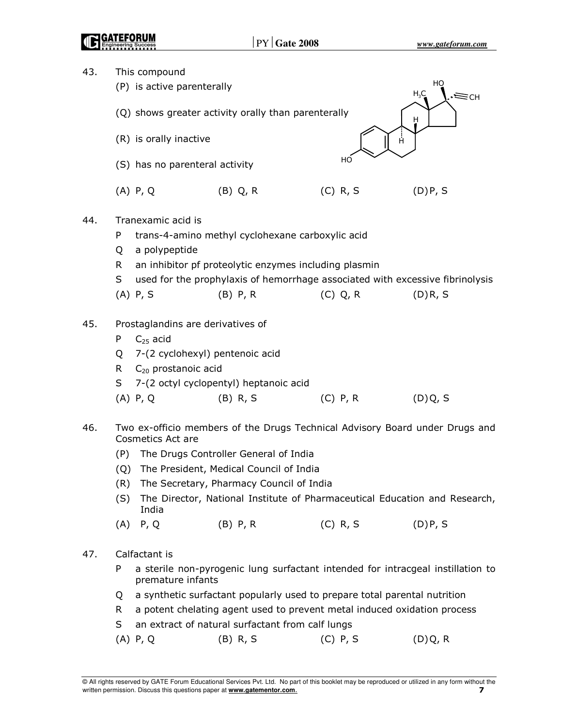43. This compound

(P) is active parenterally

(Q) shows greater activity orally than parenterally

(R) is orally inactive

(S) has no parenteral activity

(A) P, Q (B) Q, R (C) R, S (D) P, S

44. Tranexamic acid is

P trans-4-amino methyl cyclohexane carboxylic acid

Q a polypeptide

R an inhibitor pf proteolytic enzymes including plasmin

S used for the prophylaxis of hemorrhage associated with excessive fibrinolysis

(A) P, S (B) P, R (C) Q, R (D) R, S

45. Prostaglandins are derivatives of

P $C_{25}$ acid

Q 7-(2 cyclohexyl) pentenoic acid

R $C_{20}$ prostanoic acid

S 7-(2 octyl cyclopentyl) heptanoic acid

(A) P, Q (B) R, S (C) P, R (D) Q, S

46. Two ex-officio members of the Drugs Technical Advisory Board under Drugs and Cosmetics Act are

(P) The Drugs Controller General of India

(Q) The President, Medical Council of India

(R) The Secretary, Pharmacy Council of India

(S) The Director, National Institute of Pharmaceutical Education and Research, India

(A) P, Q (B) P, R (C) R, S (D) P, S

47. Calfactant is

P a sterile non-pyrogenic lung surfactant intended for intracgeal instillation to premature infants

Q a synthetic surfactant popularly used to prepare total parental nutrition

R a potent chelating agent used to prevent metal induced oxidation process

S an extract of natural surfactant from calf lungs

(A) P, Q (B) R, S (C) P, S (D) Q, R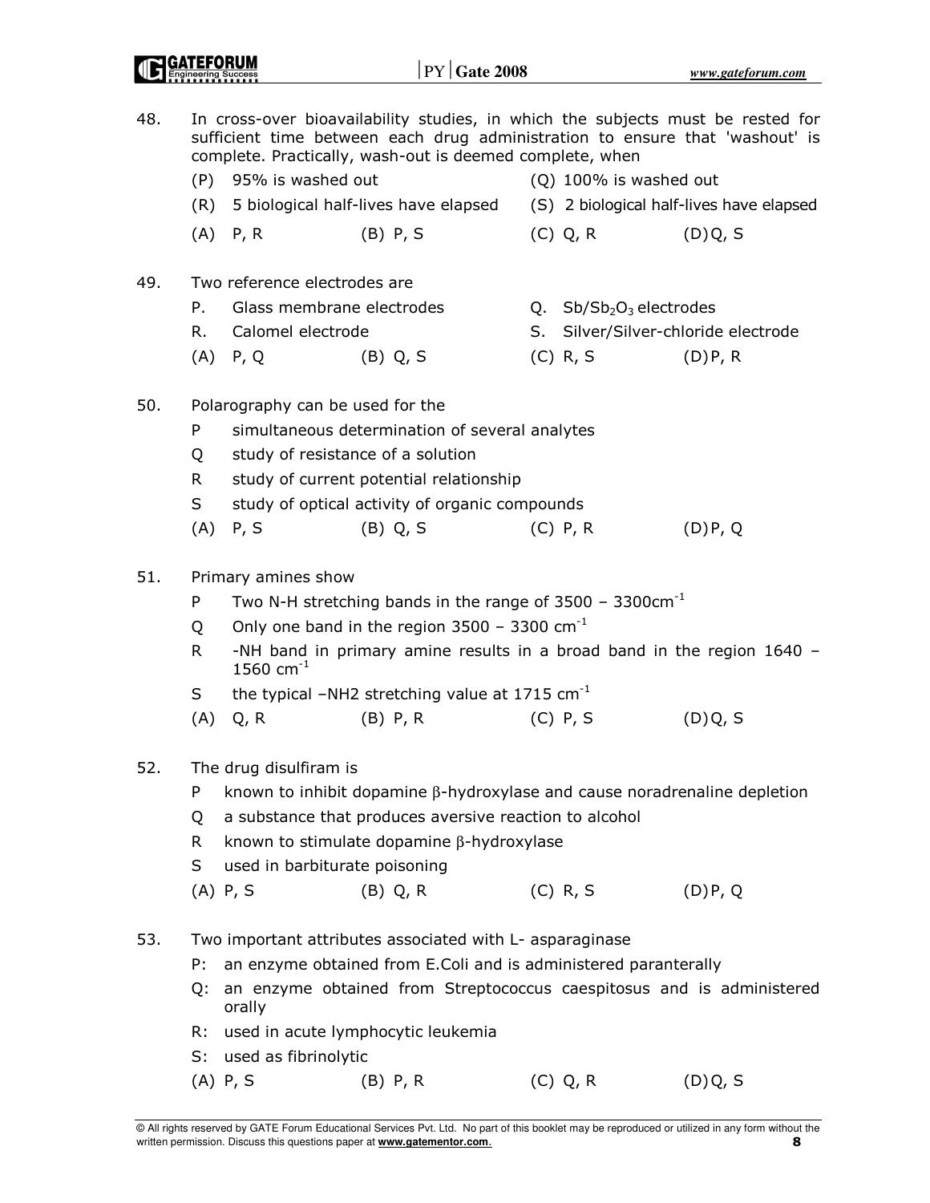48. In cross-over bioavailability studies, in which the subjects must be rested for sufficient time between each drug administration to ensure that 'washout' is complete. Practically, wash-out is deemed complete, when

(P) 95% is washed out

(Q) 100% is washed out

(R) 5 biological half-lives have elapsed

(S) 2 biological half-lives have elapsed

(A) P, R (B) P, S (C) Q, R (D) Q, S

49. Two reference electrodes are

P. Glass membrane electrodes

Q. $Sb/Sb_2O_3$ electrodes

R. Calomel electrode

S. Silver/Silver-chloride electrode

(A) P, Q (B) Q, S (C) R, S (D) P, R

50. Polarography can be used for the

P simultaneous determination of several analytes

Q study of resistance of a solution

R study of current potential relationship

S study of optical activity of organic compounds

(A) P, S (B) Q, S (C) P, R (D) P, Q

51. Primary amines show

P Two N-H stretching bands in the range of 3500 – 3300cm$^{-1}$

Q Only one band in the region 3500 – 3300 cm$^{-1}$

R -NH band in primary amine results in a broad band in the region 1640 – 1560 cm$^{-1}$

S the typical –NH2 stretching value at 1715 cm$^{-1}$

(A) Q, R (B) P, R (C) P, S (D) Q, S

52. The drug disulfiram is

P known to inhibit dopamine $\beta$-hydroxylase and cause noradrenaline depletion

Q a substance that produces aversive reaction to alcohol

R known to stimulate dopamine $\beta$-hydroxylase

S used in barbiturate poisoning

(A) P, S (B) Q, R (C) R, S (D) P, Q

53. Two important attributes associated with L- asparaginase

P: an enzyme obtained from E.Coli and is administered paranterally

Q: an enzyme obtained from Streptococcus caespitosus and is administered orally

R: used in acute lymphocytic leukemia

S: used as fibrinolytic

(A) P, S (B) P, R (C) Q, R (D) Q, S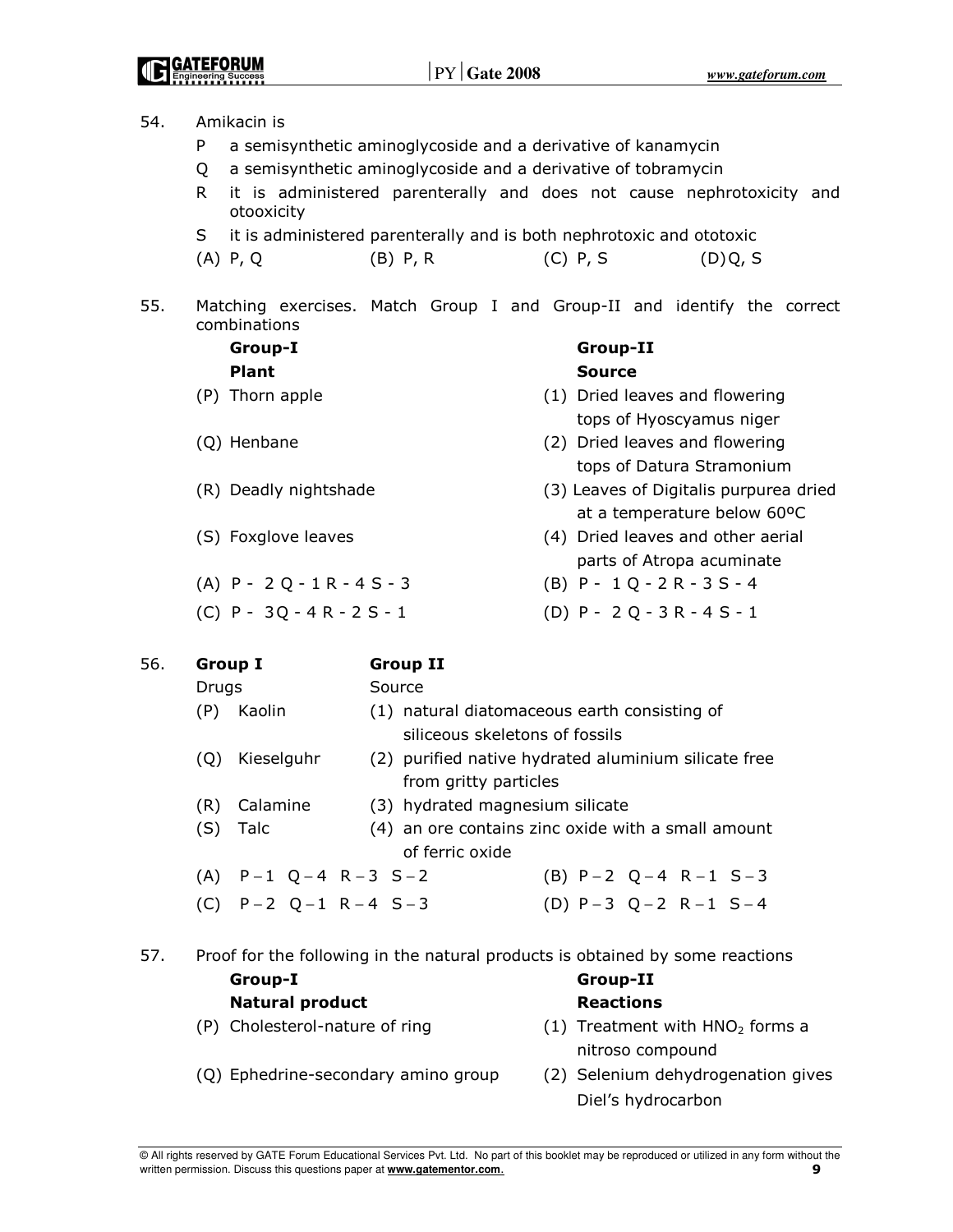54. Amikacin is

P a semisynthetic aminoglycoside and a derivative of kanamycin

Q a semisynthetic aminoglycoside and a derivative of tobramycin

R it is administered parenterally and does not cause nephrotoxicity and otooxicity

S it is administered parenterally and is both nephrotoxic and ototoxic

(A) P, Q (B) P, R (C) P, S (D) Q, S

55. Matching exercises. Match Group I and Group-II and identify the correct combinations

| Group-I<br>Plant | Group-II<br>Source |
|---|---|
| (P) Thorn apple | (1) Dried leaves and flowering tops of Hyoscyamus niger |
| (Q) Henbane | (2) Dried leaves and flowering tops of Datura Stramonium |
| (R) Deadly nightshade | (3) Leaves of Digitalis purpurea dried at a temperature below 60ºC |
| (S) Foxglove leaves | (4) Dried leaves and other aerial parts of Atropa acuminate |

(A) P - 2 Q - 1 R - 4 S - 3 (B) P - 1 Q - 2 R - 3 S - 4

(C) P - 3 Q - 4 R - 2 S - 1 (D) P - 2 Q - 3 R - 4 S - 1

56.

| Group I<br>Drugs | Group II<br>Source |
|---|---|
| (P) Kaolin | (1) natural diatomaceous earth consisting of siliceous skeletons of fossils |
| (Q) Kieselguhr | (2) purified native hydrated aluminium silicate free from gritty particles |
| (R) Calamine | (3) hydrated magnesium silicate |
| (S) Talc | (4) an ore contains zinc oxide with a small amount of ferric oxide |

(A) P – 1 Q – 4 R – 3 S – 2 (B) P – 2 Q – 4 R – 1 S – 3

(C) P – 2 Q – 1 R – 4 S – 3 (D) P – 3 Q – 2 R – 1 S – 4

57. Proof for the following in the natural products is obtained by some reactions

| Group-I<br>Natural product | Group-II<br>Reactions |
|---|---|
| (P) Cholesterol-nature of ring | (1) Treatment with $HNO_2$ forms a nitroso compound |
| (Q) Ephedrine-secondary amino group | (2) Selenium dehydrogenation gives Diel's hydrocarbon |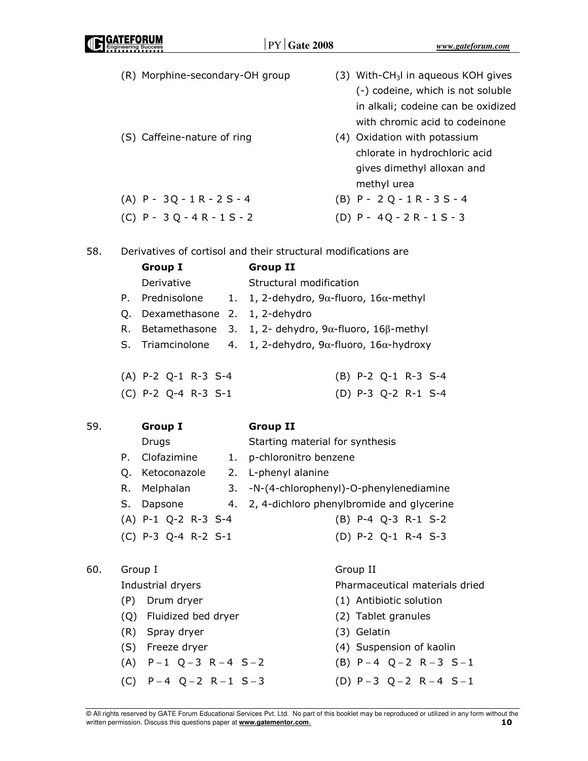| | |
|---|---|
| (R) Morphine-secondary-OH group | (3) With-$CH_3I$ in aqueous KOH gives (-) codeine, which is not soluble in alkali; codeine can be oxidized with chromic acid to codeinone |
| (S) Caffeine-nature of ring | (4) Oxidation with potassium chlorate in hydrochloric acid gives dimethyl alloxan and methyl urea |

(A) P - 3 Q - 1 R - 2 S - 4 (B) P - 2 Q - 1 R - 3 S - 4

(C) P - 3 Q - 4 R - 1 S - 2 (D) P - 4 Q - 2 R - 1 S - 3

58. Derivatives of cortisol and their structural modifications are

| **Group I** Derivative | **Group II** Structural modification |
|---|---|
| P. Prednisolone | 1. 1, 2-dehydro, 9α-fluoro, 16α-methyl |
| Q. Dexamethasone | 2. 1, 2-dehydro |
| R. Betamethasone | 3. 1, 2- dehydro, 9α-fluoro, 16β-methyl |
| S. Triamcinolone | 4. 1, 2-dehydro, 9α-fluoro, 16α-hydroxy |

(A) P-2 Q-1 R-3 S-4 (B) P-2 Q-1 R-3 S-4

(C) P-2 Q-4 R-3 S-1 (D) P-3 Q-2 R-1 S-4

59.

| **Group I** Drugs | **Group II** Starting material for synthesis |
|---|---|
| P. Clofazimine | 1. p-chloronitro benzene |
| Q. Ketoconazole | 2. L-phenyl alanine |
| R. Melphalan | 3. -N-(4-chlorophenyl)-O-phenylenediamine |
| S. Dapsone | 4. 2, 4-dichloro phenylbromide and glycerine |

(A) P-1 Q-2 R-3 S-4 (B) P-4 Q-3 R-1 S-2

(C) P-3 Q-4 R-2 S-1 (D) P-2 Q-1 R-4 S-3

60.

| Group I Industrial dryers | Group II Pharmaceutical materials dried |
|---|---|
| (P) Drum dryer | (1) Antibiotic solution |
| (Q) Fluidized bed dryer | (2) Tablet granules |
| (R) Spray dryer | (3) Gelatin |
| (S) Freeze dryer | (4) Suspension of kaolin |

(A) P – 1 Q – 3 R – 4 S – 2 (B) P – 4 Q – 2 R – 3 S – 1

(C) P – 4 Q – 2 R – 1 S – 3 (D) P – 3 Q – 2 R – 4 S – 1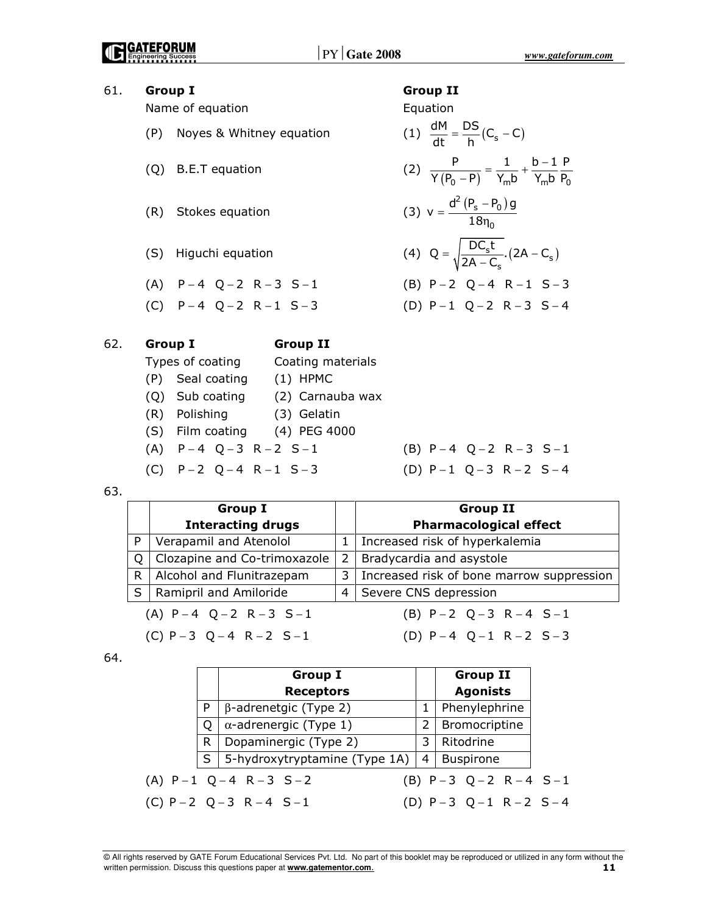61. **Group I** — Name of equation; **Group II** — Equation

(P) Noyes & Whitney equation

(Q) B.E.T equation

(R) Stokes equation

(S) Higuchi equation

(1) $\frac{dM}{dt} = \frac{DS}{h}(C_s - C)$

(2) $\frac{P}{Y(P_0 - P)} = \frac{1}{Y_m b} + \frac{b-1}{Y_m b}\frac{P}{P_0}$

(3) $v = \frac{d^2(P_s - P_0)g}{18\eta_0}$

(4) $Q = \sqrt{\frac{DC_s t}{2A - C_s}}.(2A - C_s)$

(A) P – 4 Q – 2 R – 3 S – 1
(B) P – 2 Q – 4 R – 1 S – 3
(C) P – 4 Q – 2 R – 1 S – 3
(D) P – 1 Q – 2 R – 3 S – 4

62. **Group I** — Types of coating; **Group II** — Coating materials

| Group I: Types of coating | Group II: Coating materials |
|---|---|
| (P) Seal coating | (1) HPMC |
| (Q) Sub coating | (2) Carnauba wax |
| (R) Polishing | (3) Gelatin |
| (S) Film coating | (4) PEG 4000 |

(A) P – 4 Q – 3 R – 2 S – 1
(B) P – 4 Q – 2 R – 3 S – 1
(C) P – 2 Q – 4 R – 1 S – 3
(D) P – 1 Q – 3 R – 2 S – 4

63.

| | Group I Interacting drugs | | Group II Pharmacological effect |
|---|---|---|---|
| P | Verapamil and Atenolol | 1 | Increased risk of hyperkalemia |
| Q | Clozapine and Co-trimoxazole | 2 | Bradycardia and asystole |
| R | Alcohol and Flunitrazepam | 3 | Increased risk of bone marrow suppression |
| S | Ramipril and Amiloride | 4 | Severe CNS depression |

(A) P – 4 Q – 2 R – 3 S – 1
(B) P – 2 Q – 3 R – 4 S – 1
(C) P – 3 Q – 4 R – 2 S – 1
(D) P – 4 Q – 1 R – 2 S – 3

64.

| | Group I Receptors | | Group II Agonists |
|---|---|---|---|
| P | β-adrenetgic (Type 2) | 1 | Phenylephrine |
| Q | α-adrenergic (Type 1) | 2 | Bromocriptine |
| R | Dopaminergic (Type 2) | 3 | Ritodrine |
| S | 5-hydroxytryptamine (Type 1A) | 4 | Buspirone |

(A) P – 1 Q – 4 R – 3 S – 2
(B) P – 3 Q – 2 R – 4 S – 1
(C) P – 2 Q – 3 R – 4 S – 1
(D) P – 3 Q – 1 R – 2 S – 4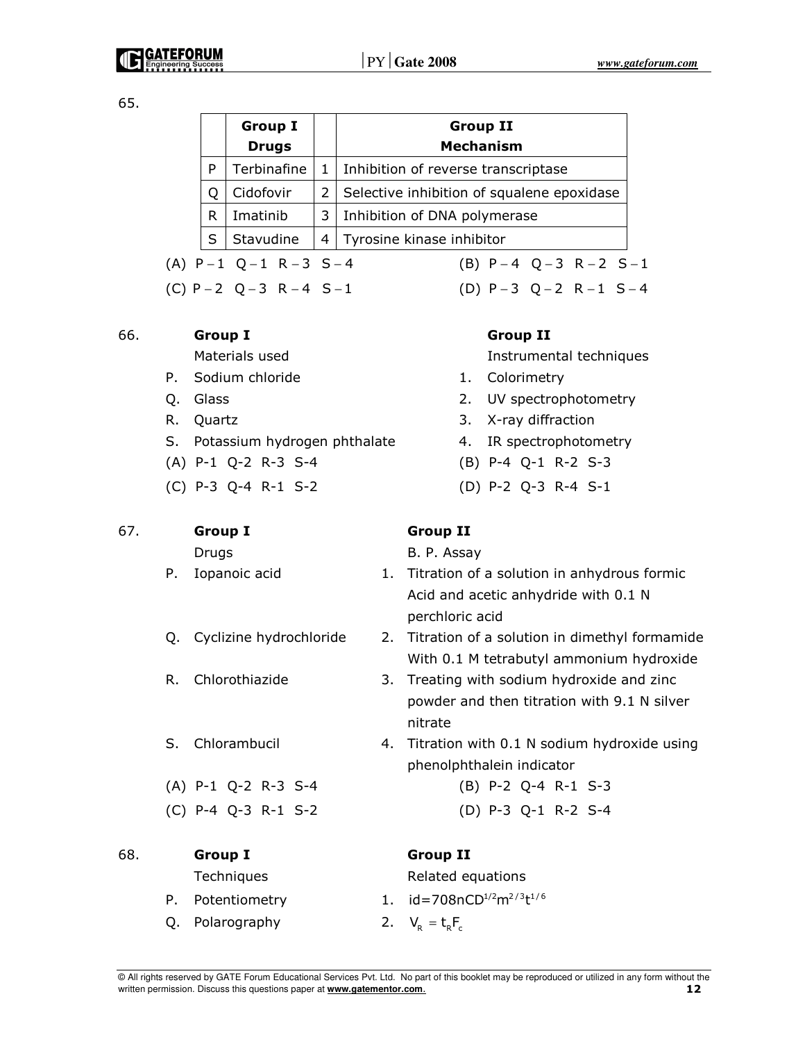65.

| | Group I Drugs | | Group II Mechanism |
|---|---|---|---|
| P | Terbinafine | 1 | Inhibition of reverse transcriptase |
| Q | Cidofovir | 2 | Selective inhibition of squalene epoxidase |
| R | Imatinib | 3 | Inhibition of DNA polymerase |
| S | Stavudine | 4 | Tyrosine kinase inhibitor |

(A) P – 1 Q – 1 R – 3 S – 4
(B) P – 4 Q – 3 R – 2 S – 1
(C) P – 2 Q – 3 R – 4 S – 1
(D) P – 3 Q – 2 R – 1 S – 4

66.

**Group I**
Materials used

P. Sodium chloride
Q. Glass
R. Quartz
S. Potassium hydrogen phthalate

**Group II**
Instrumental techniques

1. Colorimetry
2. UV spectrophotometry
3. X-ray diffraction
4. IR spectrophotometry

(A) P-1 Q-2 R-3 S-4
(B) P-4 Q-1 R-2 S-3
(C) P-3 Q-4 R-1 S-2
(D) P-2 Q-3 R-4 S-1

67.

**Group I**
Drugs

P. Iopanoic acid
Q. Cyclizine hydrochloride
R. Chlorothiazide
S. Chlorambucil

**Group II**
B. P. Assay

1. Titration of a solution in anhydrous formic Acid and acetic anhydride with 0.1 N perchloric acid
2. Titration of a solution in dimethyl formamide With 0.1 M tetrabutyl ammonium hydroxide
3. Treating with sodium hydroxide and zinc powder and then titration with 9.1 N silver nitrate
4. Titration with 0.1 N sodium hydroxide using phenolphthalein indicator

(A) P-1 Q-2 R-3 S-4
(B) P-2 Q-4 R-1 S-3
(C) P-4 Q-3 R-1 S-2
(D) P-3 Q-1 R-2 S-4

68.

**Group I**
Techniques

P. Potentiometry
Q. Polarography

**Group II**
Related equations

1. $id = 708nCD^{1/2}m^{2/3}t^{1/6}$
2. $V_R = t_R F_c$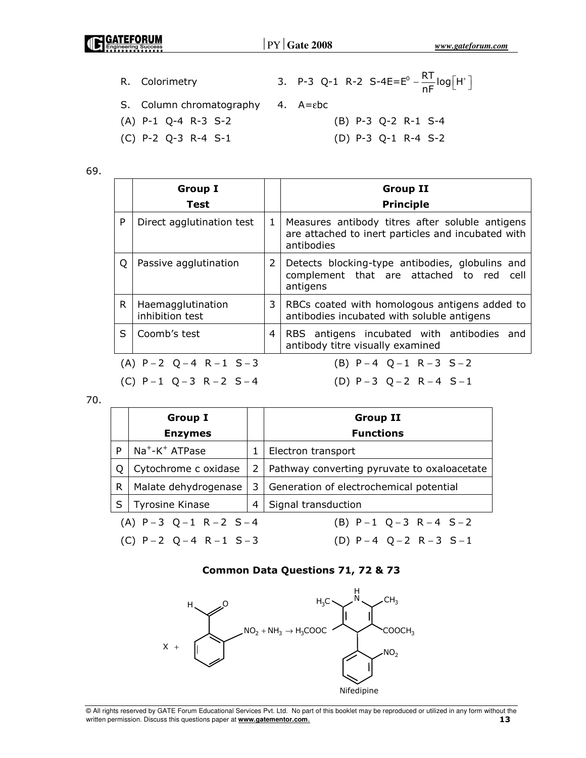R. Colorimetry                3. P-3 Q-1 R-2 S-4E=$E^0 - \frac{RT}{nF}\log\left[H^+\right]$

S. Column chromatography      4. A=εbc

(A) P-1 Q-4 R-3 S-2                (B) P-3 Q-2 R-1 S-4

(C) P-2 Q-3 R-4 S-1                (D) P-3 Q-1 R-4 S-2

69.

| | Group I<br>Test | | Group II<br>Principle |
|---|---|---|---|
| P | Direct agglutination test | 1 | Measures antibody titres after soluble antigens are attached to inert particles and incubated with antibodies |
| Q | Passive agglutination | 2 | Detects blocking-type antibodies, globulins and complement that are attached to red cell antigens |
| R | Haemagglutination inhibition test | 3 | RBCs coated with homologous antigens added to antibodies incubated with soluble antigens |
| S | Coomb's test | 4 | RBS antigens incubated with antibodies and antibody titre visually examined |

(A) P – 2 Q – 4 R – 1 S – 3                (B) P – 4 Q – 1 R – 3 S – 2

(C) P – 1 Q – 3 R – 2 S – 4                (D) P – 3 Q – 2 R – 4 S – 1

70.

| | Group I<br>Enzymes | | Group II<br>Functions |
|---|---|---|---|
| P | $Na^+$-$K^+$ ATPase | 1 | Electron transport |
| Q | Cytochrome c oxidase | 2 | Pathway converting pyruvate to oxaloacetate |
| R | Malate dehydrogenase | 3 | Generation of electrochemical potential |
| S | Tyrosine Kinase | 4 | Signal transduction |

(A) P – 3 Q – 1 R – 2 S – 4                (B) P – 1 Q – 3 R – 4 S – 2

(C) P – 2 Q – 4 R – 1 S – 3                (D) P – 4 Q – 2 R – 3 S – 1

### Common Data Questions 71, 72 & 73

X + (2-nitrobenzaldehyde: H, O, $NO_2$) + $NH_3$ → $H_3COOC$ / $COOCH_3$ / $H_3C$ / $CH_3$ / H N / $NO_2$

Nifedipine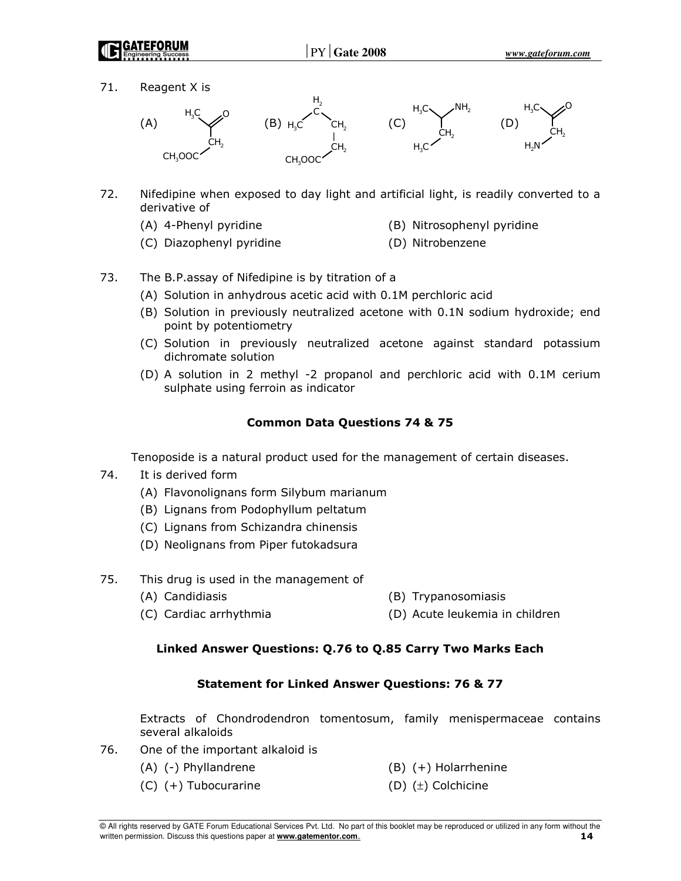71. Reagent X is

(A) $H_3C-C(=O)-CH_2-COOCH_3$ (B) $H_3C-CH_2-CH_2-CH_2-COOCH_3$ (C) $H_3C-CH(NH_2)-CH_2-CH_3$ (D) $H_3C-C(=O)-CH_2-NH_2$

72. Nifedipine when exposed to day light and artificial light, is readily converted to a derivative of

(A) 4-Phenyl pyridine
(B) Nitrosophenyl pyridine
(C) Diazophenyl pyridine
(D) Nitrobenzene

73. The B.P.assay of Nifedipine is by titration of a

(A) Solution in anhydrous acetic acid with 0.1M perchloric acid
(B) Solution in previously neutralized acetone with 0.1N sodium hydroxide; end point by potentiometry
(C) Solution in previously neutralized acetone against standard potassium dichromate solution
(D) A solution in 2 methyl -2 propanol and perchloric acid with 0.1M cerium sulphate using ferroin as indicator

### Common Data Questions 74 & 75

Tenoposide is a natural product used for the management of certain diseases.

74. It is derived form

(A) Flavonolignans form Silybum marianum
(B) Lignans from Podophyllum peltatum
(C) Lignans from Schizandra chinensis
(D) Neolignans from Piper futokadsura

75. This drug is used in the management of

(A) Candidiasis
(B) Trypanosomiasis
(C) Cardiac arrhythmia
(D) Acute leukemia in children

### Linked Answer Questions: Q.76 to Q.85 Carry Two Marks Each

### Statement for Linked Answer Questions: 76 & 77

Extracts of Chondrodendron tomentosum, family menispermaceae contains several alkaloids

76. One of the important alkaloid is

(A) (-) Phyllandrene
(B) (+) Holarrhenine
(C) (+) Tubocurarine
(D) (±) Colchicine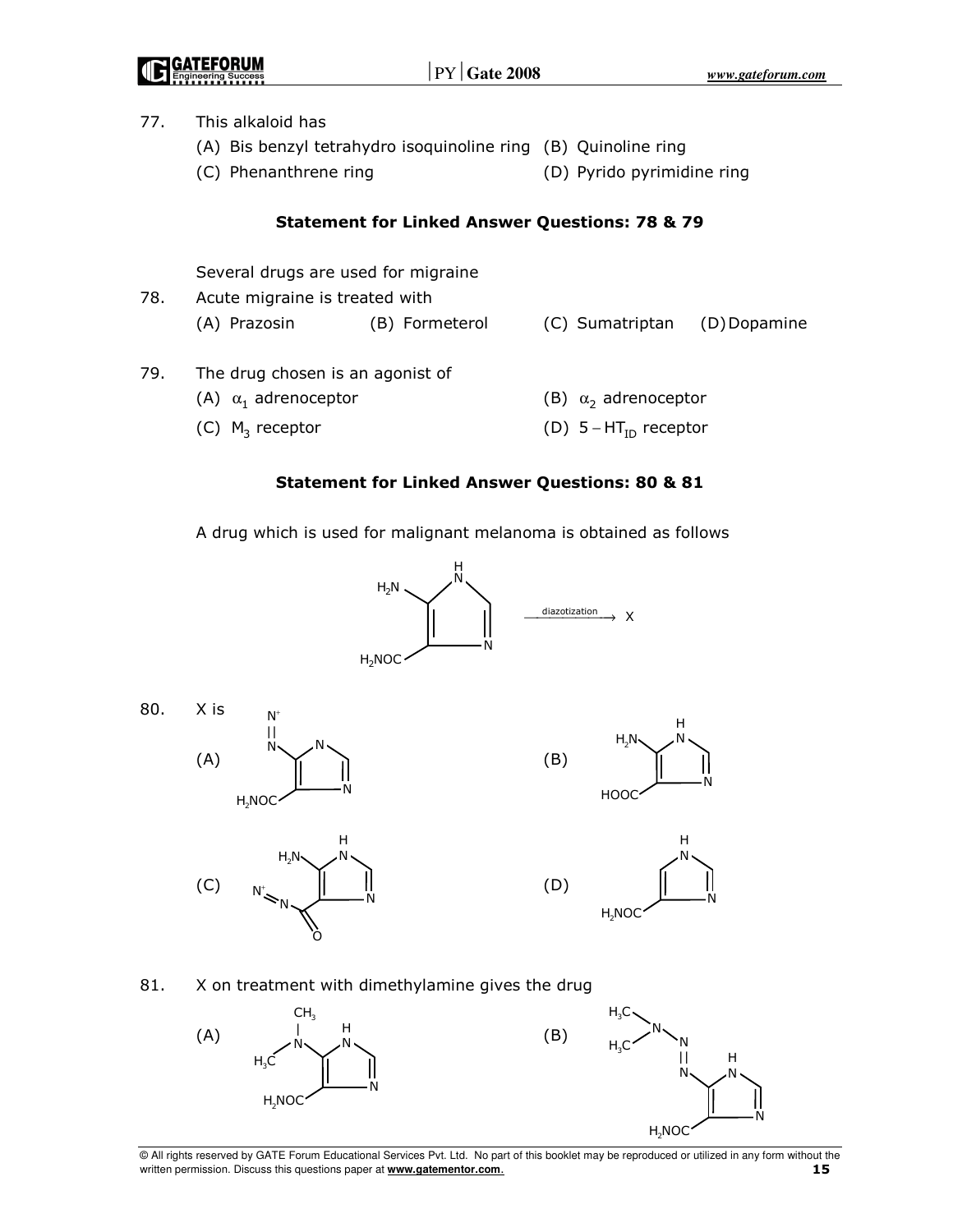77. This alkaloid has

(A) Bis benzyl tetrahydro isoquinoline ring (B) Quinoline ring

(C) Phenanthrene ring (D) Pyrido pyrimidine ring

**Statement for Linked Answer Questions: 78 & 79**

Several drugs are used for migraine

78. Acute migraine is treated with

(A) Prazosin (B) Formeterol (C) Sumatriptan (D) Dopamine

79. The drug chosen is an agonist of

(A) $\alpha_1$ adrenoceptor (B) $\alpha_2$ adrenoceptor

(C) $M_3$ receptor (D) $5-HT_{ID}$ receptor

**Statement for Linked Answer Questions: 80 & 81**

A drug which is used for malignant melanoma is obtained as follows

$H_2N$, $H_2NOC$ substituted imidazole (NH, N) $\xrightarrow{\text{diazotization}}$ X

80. X is

(A) Imidazole with $N^+ \equiv N$ (diazonium) and $H_2NOC$ substituents

(B) Imidazole with $H_2N$ and HOOC substituents

(C) Imidazole with $H_2N$ and $N^+ \equiv N$–C(=O) substituents

(D) Imidazole with $H_2NOC$ substituent

81. X on treatment with dimethylamine gives the drug

(A) Imidazole with $N(CH_3)_2$ and $H_2NOC$ substituents

(B) Imidazole with $(H_3C)_2N-N=N-$ and $H_2NOC$ substituents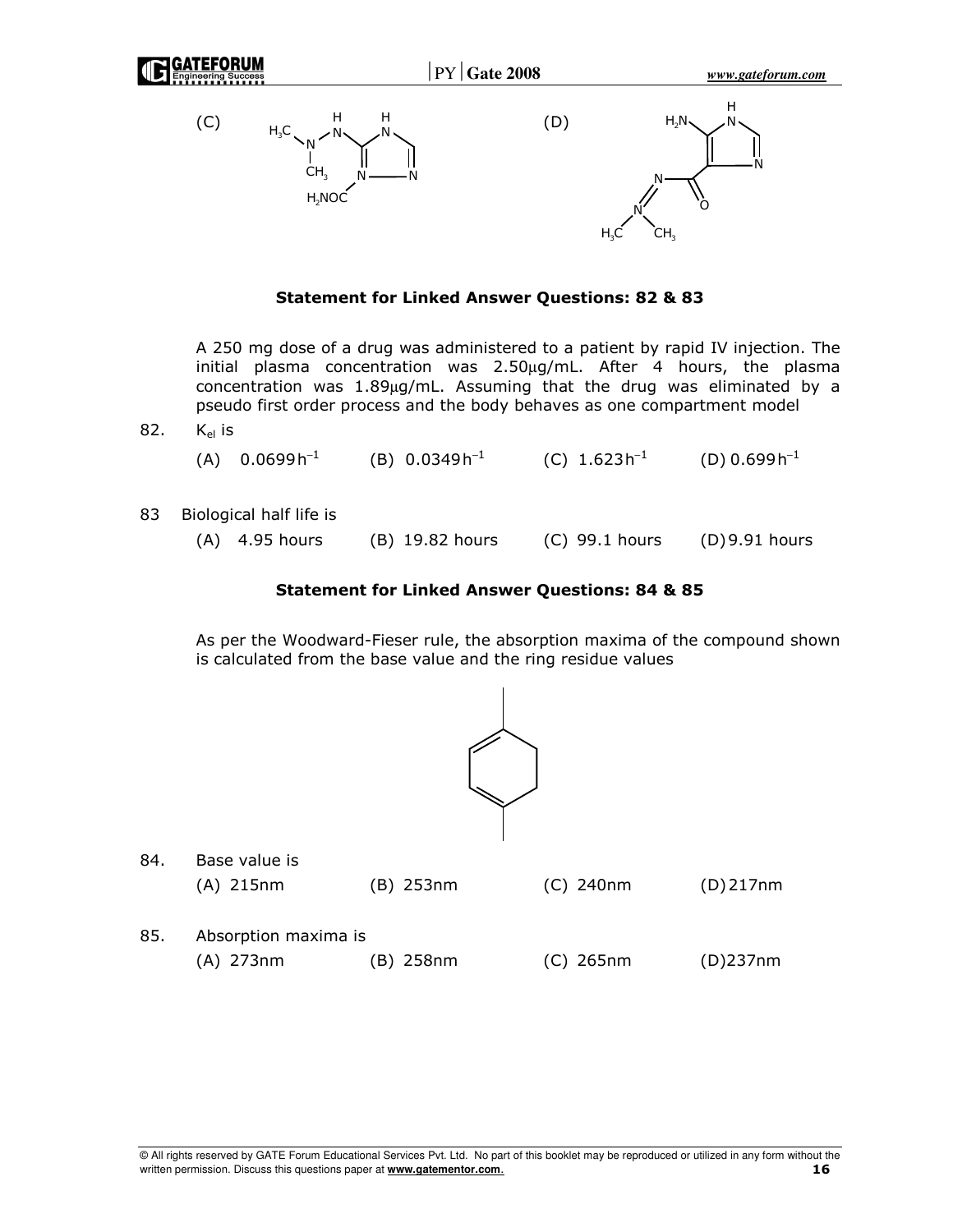(C)

(D)

**Statement for Linked Answer Questions: 82 & 83**

A 250 mg dose of a drug was administered to a patient by rapid IV injection. The initial plasma concentration was 2.50μg/mL. After 4 hours, the plasma concentration was 1.89μg/mL. Assuming that the drug was eliminated by a pseudo first order process and the body behaves as one compartment model

82. $K_{el}$ is

(A) $0.0699\,h^{-1}$ (B) $0.0349\,h^{-1}$ (C) $1.623\,h^{-1}$ (D) $0.699\,h^{-1}$

83 Biological half life is

(A) 4.95 hours (B) 19.82 hours (C) 99.1 hours (D) 9.91 hours

**Statement for Linked Answer Questions: 84 & 85**

As per the Woodward-Fieser rule, the absorption maxima of the compound shown is calculated from the base value and the ring residue values

84. Base value is

(A) 215nm (B) 253nm (C) 240nm (D) 217nm

85. Absorption maxima is

(A) 273nm (B) 258nm (C) 265nm (D) 237nm